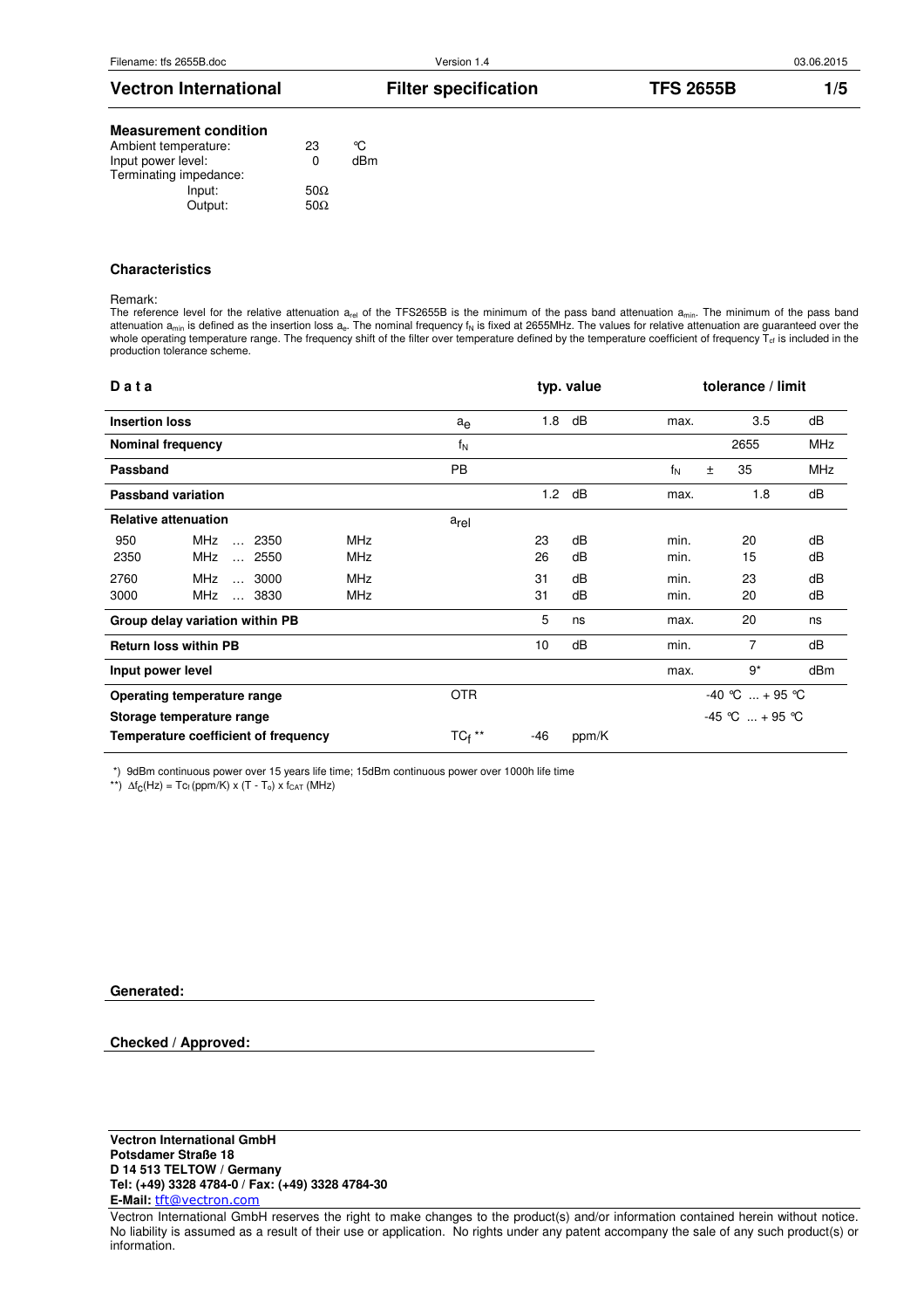**Vectron International** **Filter specification** **TFS 2655B**

### Measurement condition

| | | |
|---|---|---|
| Ambient temperature: | 23 | °C |
| Input power level: | 0 | dBm |
| Terminating impedance: | | |
| Input: | 50Ω | |
| Output: | 50Ω | |

### Characteristics

Remark:
The reference level for the relative attenuation $a_{rel}$ of the TFS2655B is the minimum of the pass band attenuation $a_{min}$. The minimum of the pass band attenuation $a_{min}$ is defined as the insertion loss $a_e$. The nominal frequency $f_N$ is fixed at 2655MHz. The values for relative attenuation are guaranteed over the whole operating temperature range. The frequency shift of the filter over temperature defined by the temperature coefficient of frequency $T_{cf}$ is included in the production tolerance scheme.

| **Data** | | typ. value | | tolerance / limit | | |
|---|---|---|---|---|---|---|
| **Insertion loss** | $a_e$ | 1.8 | dB | max. | 3.5 | dB |
| **Nominal frequency** | $f_N$ | | | | 2655 | MHz |
| **Passband** | PB | | | $f_N$ ± | 35 | MHz |
| **Passband variation** | | 1.2 | dB | max. | 1.8 | dB |
| **Relative attenuation** | $a_{rel}$ | | | | | |
| 950 MHz … 2350 MHz | | 23 | dB | min. | 20 | dB |
| 2350 MHz … 2550 MHz | | 26 | dB | min. | 15 | dB |
| 2760 MHz … 3000 MHz | | 31 | dB | min. | 23 | dB |
| 3000 MHz … 3830 MHz | | 31 | dB | min. | 20 | dB |
| **Group delay variation within PB** | | 5 | ns | max. | 20 | ns |
| **Return loss within PB** | | 10 | dB | min. | 7 | dB |
| **Input power level** | | | | max. | 9* | dBm |
| **Operating temperature range** | OTR | | | | -40 °C … + 95 °C | |
| **Storage temperature range** | | | | | -45 °C … + 95 °C | |
| **Temperature coefficient of frequency** | $TC_f$ ** | -46 | ppm/K | | | |

*) 9dBm continuous power over 15 years life time; 15dBm continuous power over 1000h life time

**) $\Delta f_C(Hz) = Tc_f\,(ppm/K) \times (T - T_o) \times f_{CAT}\,(MHz)$

**Generated:**

**Checked / Approved:**

**Vectron International GmbH**
**Potsdamer Straße 18**
**D 14 513 TELTOW / Germany**
**Tel: (+49) 3328 4784-0 / Fax: (+49) 3328 4784-30**
**E-Mail:** tft@vectron.com

Vectron International GmbH reserves the right to make changes to the product(s) and/or information contained herein without notice. No liability is assumed as a result of their use or application. No rights under any patent accompany the sale of any such product(s) or information.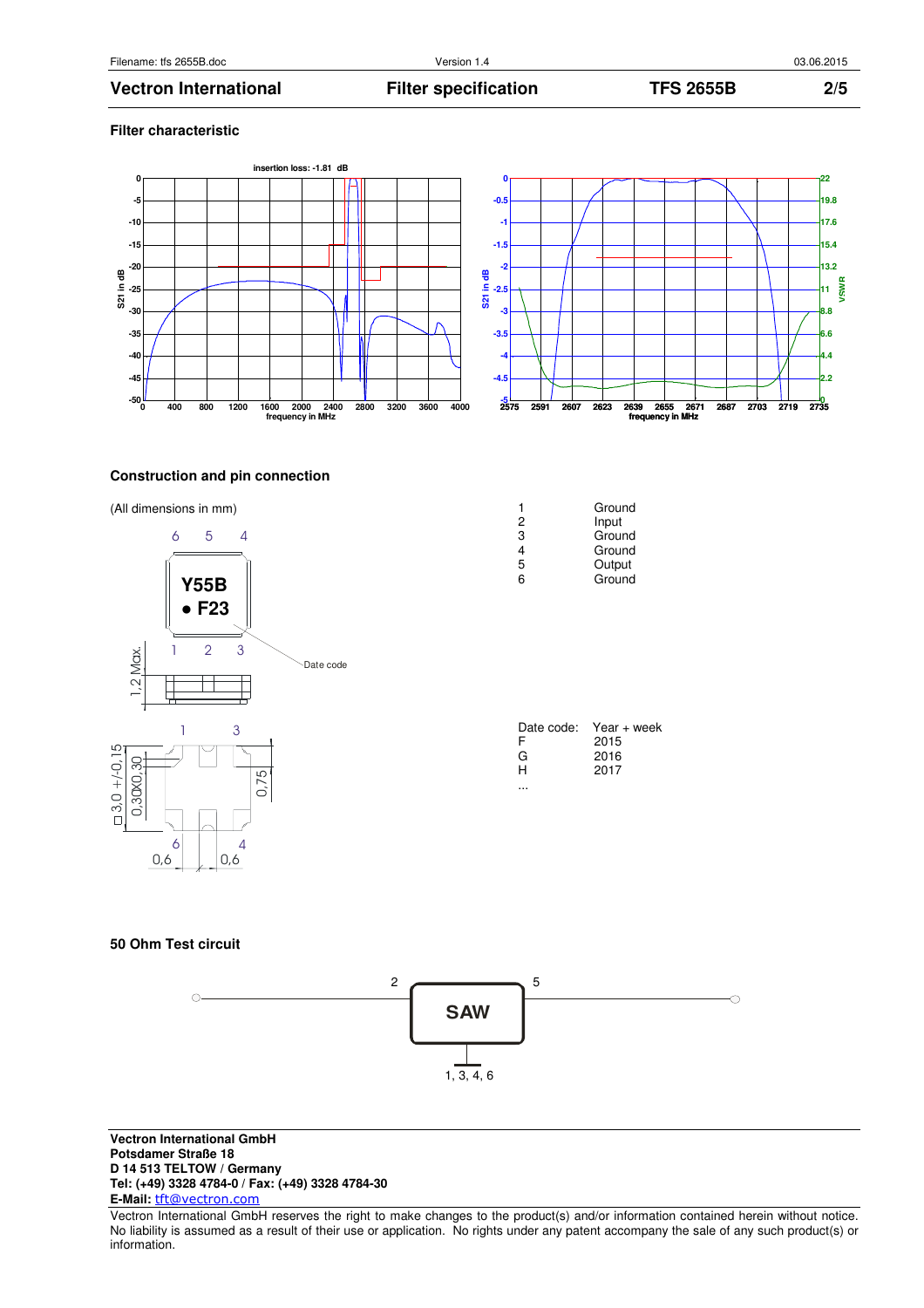## Filter characteristic

insertion loss: -1.81 dB

## Construction and pin connection

(All dimensions in mm)

| Pin | Function |
|---|---|
| 1 | Ground |
| 2 | Input |
| 3 | Ground |
| 4 | Ground |
| 5 | Output |
| 6 | Ground |

| Date code: | Year + week |
|---|---|
| F | 2015 |
| G | 2016 |
| H | 2017 |
| ... | |

## 50 Ohm Test circuit

**Vectron International GmbH**
**Potsdamer Straße 18**
**D 14 513 TELTOW / Germany**
**Tel: (+49) 3328 4784-0 / Fax: (+49) 3328 4784-30**
**E-Mail:** tft@vectron.com

Vectron International GmbH reserves the right to make changes to the product(s) and/or information contained herein without notice. No liability is assumed as a result of their use or application. No rights under any patent accompany the sale of any such product(s) or information.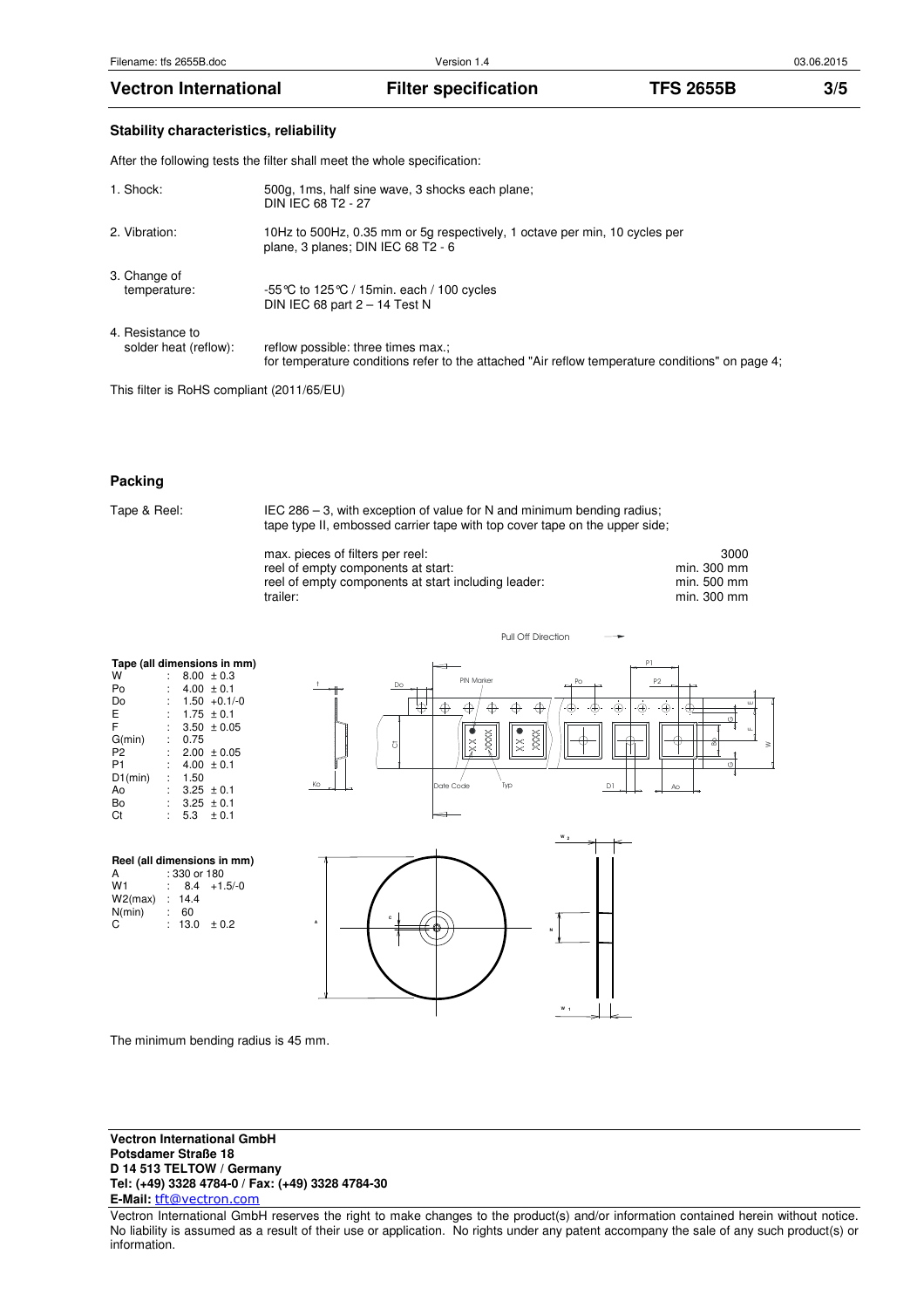## Stability characteristics, reliability

After the following tests the filter shall meet the whole specification:

1. Shock: 500g, 1ms, half sine wave, 3 shocks each plane; DIN IEC 68 T2 - 27
2. Vibration: 10Hz to 500Hz, 0.35 mm or 5g respectively, 1 octave per min, 10 cycles per plane, 3 planes; DIN IEC 68 T2 - 6
3. Change of temperature: -55°C to 125°C / 15min. each / 100 cycles DIN IEC 68 part 2 – 14 Test N
4. Resistance to solder heat (reflow): reflow possible: three times max.; for temperature conditions refer to the attached "Air reflow temperature conditions" on page 4;

This filter is RoHS compliant (2011/65/EU)

## Packing

Tape & Reel: IEC 286 – 3, with exception of value for N and minimum bending radius; tape type II, embossed carrier tape with top cover tape on the upper side;

| | |
|---|---|
| max. pieces of filters per reel: | 3000 |
| reel of empty components at start: | min. 300 mm |
| reel of empty components at start including leader: | min. 500 mm |
| trailer: | min. 300 mm |

**Tape (all dimensions in mm)**

| | | |
|---|---|---|
| W | : | 8.00 ± 0.3 |
| Po | : | 4.00 ± 0.1 |
| Do | : | 1.50 +0.1/-0 |
| E | : | 1.75 ± 0.1 |
| F | : | 3.50 ± 0.05 |
| G(min) | : | 0.75 |
| P2 | : | 2.00 ± 0.05 |
| P1 | : | 4.00 ± 0.1 |
| D1(min) | : | 1.50 |
| Ao | : | 3.25 ± 0.1 |
| Bo | : | 3.25 ± 0.1 |
| Ct | : | 5.3 ± 0.1 |

**Reel (all dimensions in mm)**

| | | |
|---|---|---|
| A | : | 330 or 180 |
| W1 | : | 8.4 +1.5/-0 |
| W2(max) | : | 14.4 |
| N(min) | : | 60 |
| C | : | 13.0 ± 0.2 |

The minimum bending radius is 45 mm.

**Vectron International GmbH**
**Potsdamer Straße 18**
**D 14 513 TELTOW / Germany**
**Tel: (+49) 3328 4784-0 / Fax: (+49) 3328 4784-30**
**E-Mail:** tft@vectron.com

Vectron International GmbH reserves the right to make changes to the product(s) and/or information contained herein without notice. No liability is assumed as a result of their use or application. No rights under any patent accompany the sale of any such product(s) or information.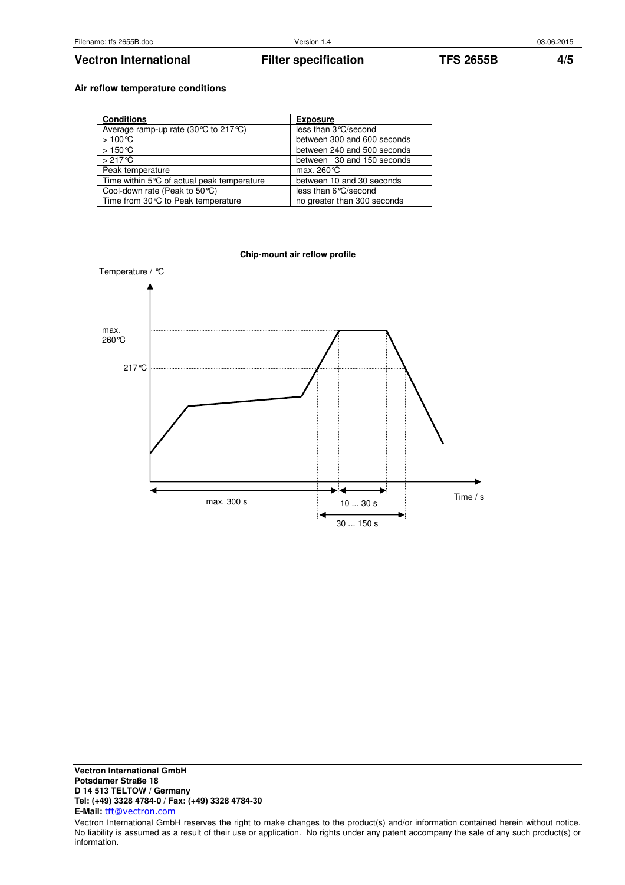**Air reflow temperature conditions**

| Conditions | Exposure |
|---|---|
| Average ramp-up rate (30°C to 217°C) | less than 3°C/second |
| > 100°C | between 300 and 600 seconds |
| > 150°C | between 240 and 500 seconds |
| > 217°C | between 30 and 150 seconds |
| Peak temperature | max. 260°C |
| Time within 5°C of actual peak temperature | between 10 and 30 seconds |
| Cool-down rate (Peak to 50°C) | less than 6°C/second |
| Time from 30°C to Peak temperature | no greater than 300 seconds |

**Chip-mount air reflow profile**

Temperature / °C

max. 260°C

217°C

max. 300 s

10 ... 30 s

30 ... 150 s

Time / s

**Vectron International GmbH**
**Potsdamer Straße 18**
**D 14 513 TELTOW / Germany**
**Tel: (+49) 3328 4784-0 / Fax: (+49) 3328 4784-30**
**E-Mail:** tft@vectron.com

Vectron International GmbH reserves the right to make changes to the product(s) and/or information contained herein without notice. No liability is assumed as a result of their use or application. No rights under any patent accompany the sale of any such product(s) or information.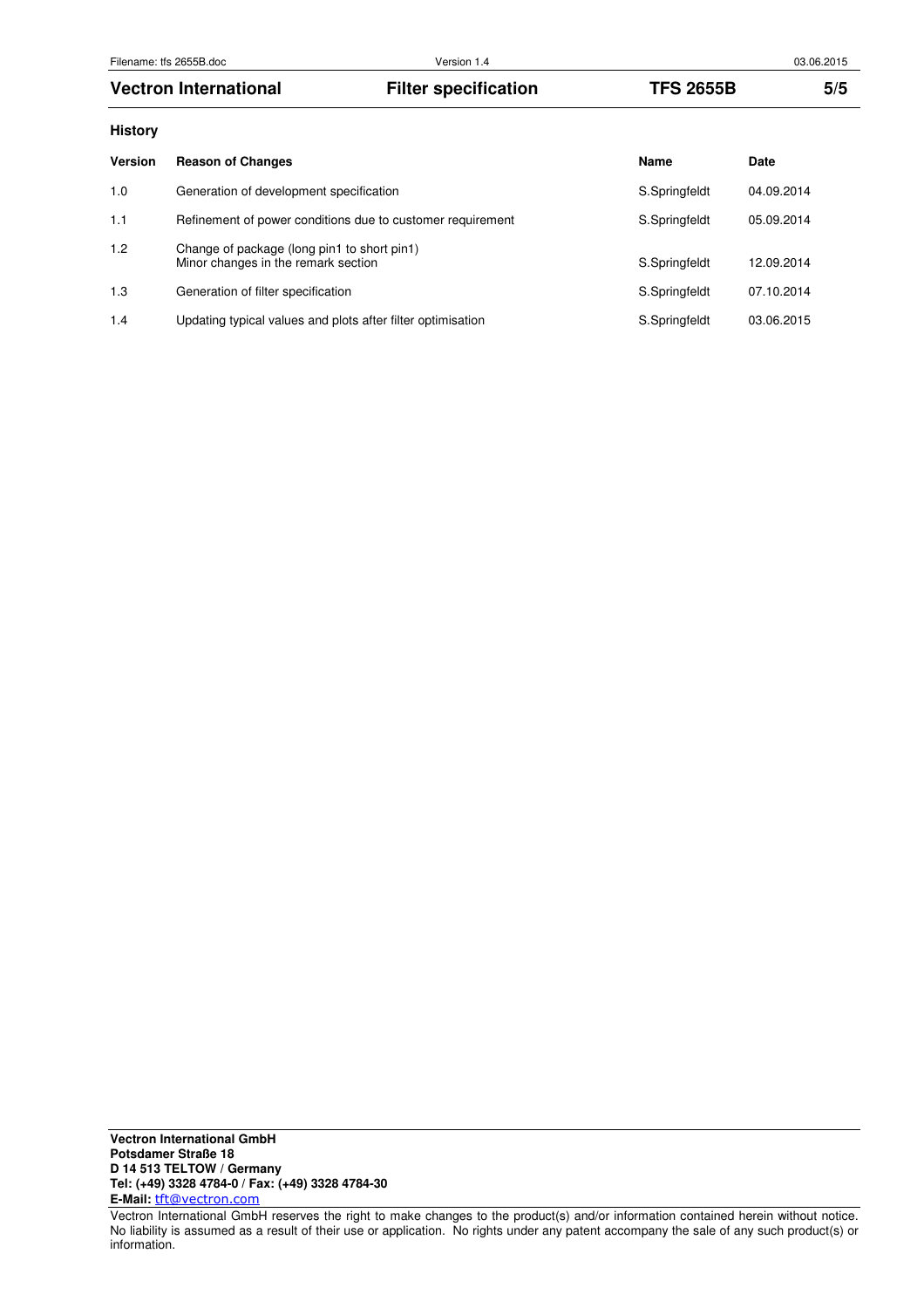## History

| Version | Reason of Changes | Name | Date |
|---|---|---|---|
| 1.0 | Generation of development specification | S.Springfeldt | 04.09.2014 |
| 1.1 | Refinement of power conditions due to customer requirement | S.Springfeldt | 05.09.2014 |
| 1.2 | Change of package (long pin1 to short pin1)<br>Minor changes in the remark section | S.Springfeldt | 12.09.2014 |
| 1.3 | Generation of filter specification | S.Springfeldt | 07.10.2014 |
| 1.4 | Updating typical values and plots after filter optimisation | S.Springfeldt | 03.06.2015 |

**Vectron International GmbH**
**Potsdamer Straße 18**
**D 14 513 TELTOW / Germany**
**Tel: (+49) 3328 4784-0 / Fax: (+49) 3328 4784-30**
**E-Mail:** tft@vectron.com

Vectron International GmbH reserves the right to make changes to the product(s) and/or information contained herein without notice. No liability is assumed as a result of their use or application. No rights under any patent accompany the sale of any such product(s) or information.